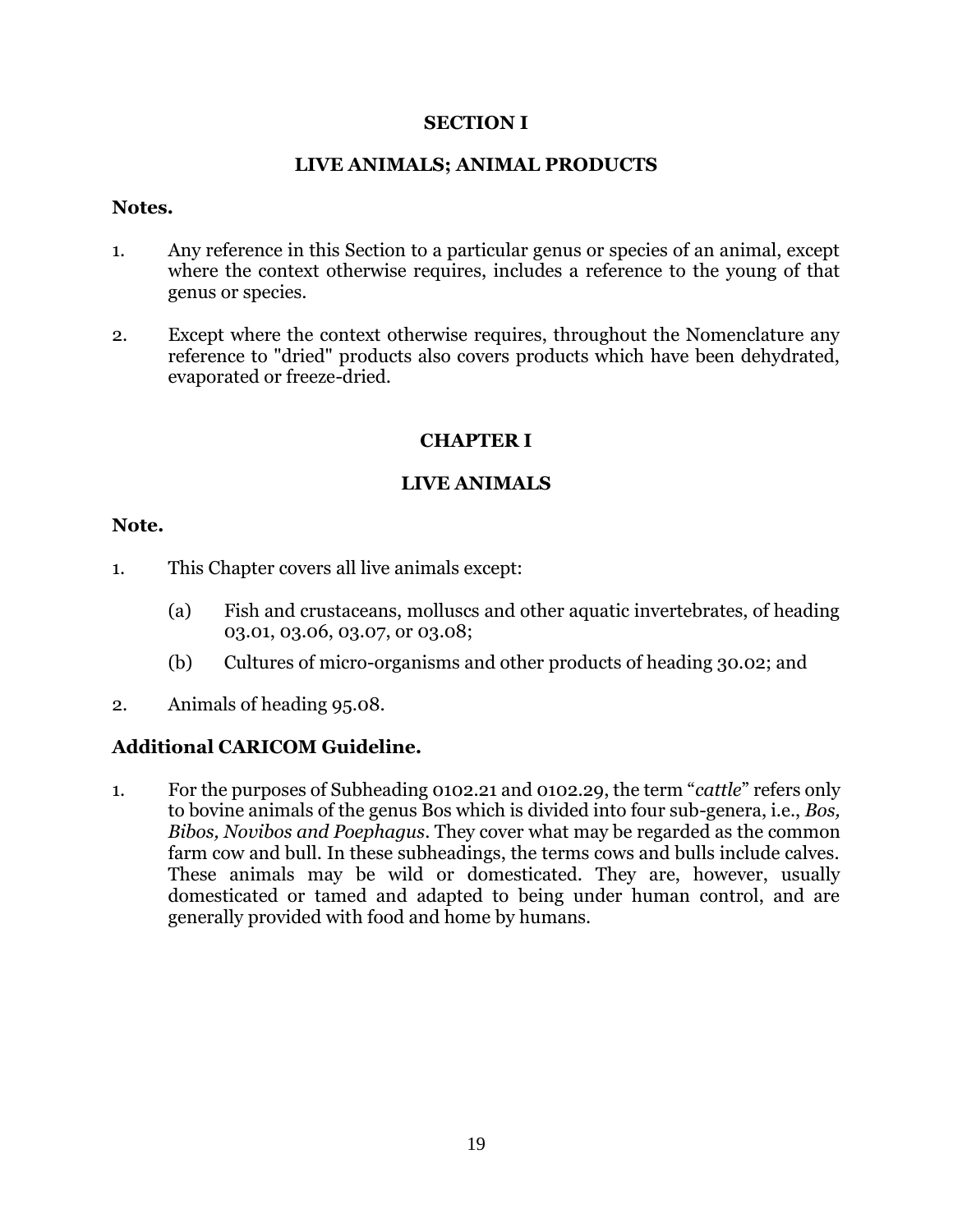# SECTION I

# LIVE ANIMALS; ANIMAL PRODUCTS

**Notes.**

1. Any reference in this Section to a particular genus or species of an animal, except where the context otherwise requires, includes a reference to the young of that genus or species.

2. Except where the context otherwise requires, throughout the Nomenclature any reference to "dried" products also covers products which have been dehydrated, evaporated or freeze-dried.

## CHAPTER I

## LIVE ANIMALS

**Note.**

1. This Chapter covers all live animals except:

   (a) Fish and crustaceans, molluscs and other aquatic invertebrates, of heading 03.01, 03.06, 03.07, or 03.08;

   (b) Cultures of micro-organisms and other products of heading 30.02; and

2. Animals of heading 95.08.

### Additional CARICOM Guideline.

1. For the purposes of Subheading 0102.21 and 0102.29, the term "*cattle*" refers only to bovine animals of the genus Bos which is divided into four sub-genera, i.e., *Bos, Bibos, Novibos and Poephagus*. They cover what may be regarded as the common farm cow and bull. In these subheadings, the terms cows and bulls include calves. These animals may be wild or domesticated. They are, however, usually domesticated or tamed and adapted to being under human control, and are generally provided with food and home by humans.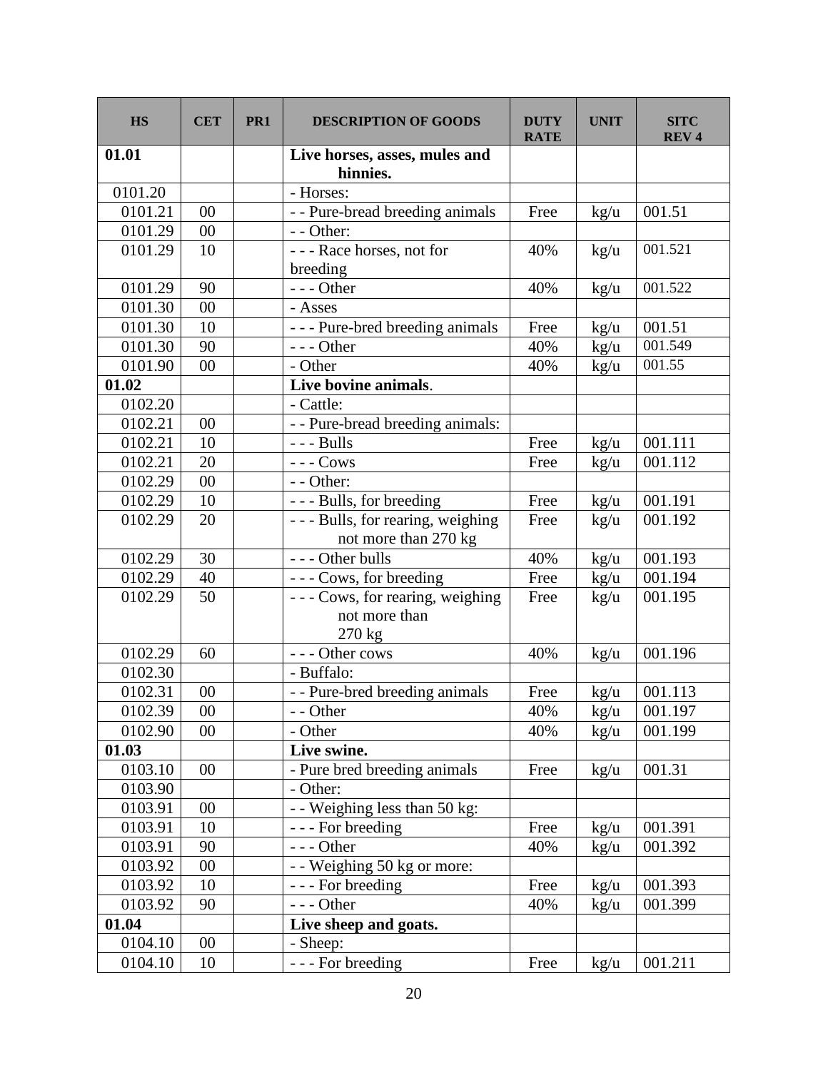| HS | CET | PR1 | DESCRIPTION OF GOODS | DUTY RATE | UNIT | SITC REV 4 |
|---|---|---|---|---|---|---|
| **01.01** | | | **Live horses, asses, mules and hinnies.** | | | |
| 0101.20 | | | - Horses: | | | |
| 0101.21 | 00 | | - - Pure-bread breeding animals | Free | kg/u | 001.51 |
| 0101.29 | 00 | | - - Other: | | | |
| 0101.29 | 10 | | - - - Race horses, not for breeding | 40% | kg/u | 001.521 |
| 0101.29 | 90 | | - - - Other | 40% | kg/u | 001.522 |
| 0101.30 | 00 | | - Asses | | | |
| 0101.30 | 10 | | - - - Pure-bred breeding animals | Free | kg/u | 001.51 |
| 0101.30 | 90 | | - - - Other | 40% | kg/u | 001.549 |
| 0101.90 | 00 | | - Other | 40% | kg/u | 001.55 |
| **01.02** | | | **Live bovine animals**. | | | |
| 0102.20 | | | - Cattle: | | | |
| 0102.21 | 00 | | - - Pure-bread breeding animals: | | | |
| 0102.21 | 10 | | - - - Bulls | Free | kg/u | 001.111 |
| 0102.21 | 20 | | - - - Cows | Free | kg/u | 001.112 |
| 0102.29 | 00 | | - - Other: | | | |
| 0102.29 | 10 | | - - - Bulls, for breeding | Free | kg/u | 001.191 |
| 0102.29 | 20 | | - - - Bulls, for rearing, weighing not more than 270 kg | Free | kg/u | 001.192 |
| 0102.29 | 30 | | - - - Other bulls | 40% | kg/u | 001.193 |
| 0102.29 | 40 | | - - - Cows, for breeding | Free | kg/u | 001.194 |
| 0102.29 | 50 | | - - - Cows, for rearing, weighing not more than 270 kg | Free | kg/u | 001.195 |
| 0102.29 | 60 | | - - - Other cows | 40% | kg/u | 001.196 |
| 0102.30 | | | - Buffalo: | | | |
| 0102.31 | 00 | | - - Pure-bred breeding animals | Free | kg/u | 001.113 |
| 0102.39 | 00 | | - - Other | 40% | kg/u | 001.197 |
| 0102.90 | 00 | | - Other | 40% | kg/u | 001.199 |
| **01.03** | | | **Live swine.** | | | |
| 0103.10 | 00 | | - Pure bred breeding animals | Free | kg/u | 001.31 |
| 0103.90 | | | - Other: | | | |
| 0103.91 | 00 | | - - Weighing less than 50 kg: | | | |
| 0103.91 | 10 | | - - - For breeding | Free | kg/u | 001.391 |
| 0103.91 | 90 | | - - - Other | 40% | kg/u | 001.392 |
| 0103.92 | 00 | | - - Weighing 50 kg or more: | | | |
| 0103.92 | 10 | | - - - For breeding | Free | kg/u | 001.393 |
| 0103.92 | 90 | | - - - Other | 40% | kg/u | 001.399 |
| **01.04** | | | **Live sheep and goats.** | | | |
| 0104.10 | 00 | | - Sheep: | | | |
| 0104.10 | 10 | | - - - For breeding | Free | kg/u | 001.211 |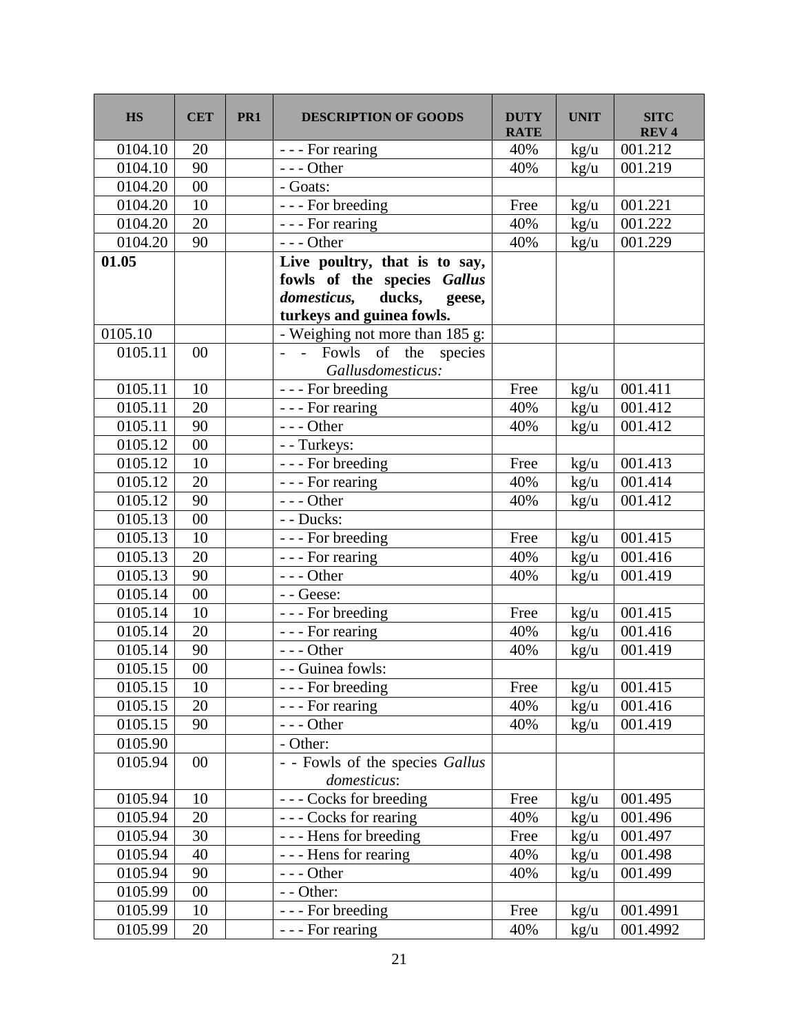| HS | CET | PR1 | DESCRIPTION OF GOODS | DUTY RATE | UNIT | SITC REV 4 |
|---|---|---|---|---|---|---|
| 0104.10 | 20 | | - - - For rearing | 40% | kg/u | 001.212 |
| 0104.10 | 90 | | - - - Other | 40% | kg/u | 001.219 |
| 0104.20 | 00 | | - Goats: | | | |
| 0104.20 | 10 | | - - - For breeding | Free | kg/u | 001.221 |
| 0104.20 | 20 | | - - - For rearing | 40% | kg/u | 001.222 |
| 0104.20 | 90 | | - - - Other | 40% | kg/u | 001.229 |
| **01.05** | | | **Live poultry, that is to say, fowls of the species *Gallus domesticus,* ducks, geese, turkeys and guinea fowls.** | | | |
| 0105.10 | | | - Weighing not more than 185 g: | | | |
| 0105.11 | 00 | | - - Fowls of the species *Gallusdomesticus:* | | | |
| 0105.11 | 10 | | - - - For breeding | Free | kg/u | 001.411 |
| 0105.11 | 20 | | - - - For rearing | 40% | kg/u | 001.412 |
| 0105.11 | 90 | | - - - Other | 40% | kg/u | 001.412 |
| 0105.12 | 00 | | - - Turkeys: | | | |
| 0105.12 | 10 | | - - - For breeding | Free | kg/u | 001.413 |
| 0105.12 | 20 | | - - - For rearing | 40% | kg/u | 001.414 |
| 0105.12 | 90 | | - - - Other | 40% | kg/u | 001.412 |
| 0105.13 | 00 | | - - Ducks: | | | |
| 0105.13 | 10 | | - - - For breeding | Free | kg/u | 001.415 |
| 0105.13 | 20 | | - - - For rearing | 40% | kg/u | 001.416 |
| 0105.13 | 90 | | - - - Other | 40% | kg/u | 001.419 |
| 0105.14 | 00 | | - - Geese: | | | |
| 0105.14 | 10 | | - - - For breeding | Free | kg/u | 001.415 |
| 0105.14 | 20 | | - - - For rearing | 40% | kg/u | 001.416 |
| 0105.14 | 90 | | - - - Other | 40% | kg/u | 001.419 |
| 0105.15 | 00 | | - - Guinea fowls: | | | |
| 0105.15 | 10 | | - - - For breeding | Free | kg/u | 001.415 |
| 0105.15 | 20 | | - - - For rearing | 40% | kg/u | 001.416 |
| 0105.15 | 90 | | - - - Other | 40% | kg/u | 001.419 |
| 0105.90 | | | - Other: | | | |
| 0105.94 | 00 | | - - Fowls of the species *Gallus domesticus*: | | | |
| 0105.94 | 10 | | - - - Cocks for breeding | Free | kg/u | 001.495 |
| 0105.94 | 20 | | - - - Cocks for rearing | 40% | kg/u | 001.496 |
| 0105.94 | 30 | | - - - Hens for breeding | Free | kg/u | 001.497 |
| 0105.94 | 40 | | - - - Hens for rearing | 40% | kg/u | 001.498 |
| 0105.94 | 90 | | - - - Other | 40% | kg/u | 001.499 |
| 0105.99 | 00 | | - - Other: | | | |
| 0105.99 | 10 | | - - - For breeding | Free | kg/u | 001.4991 |
| 0105.99 | 20 | | - - - For rearing | 40% | kg/u | 001.4992 |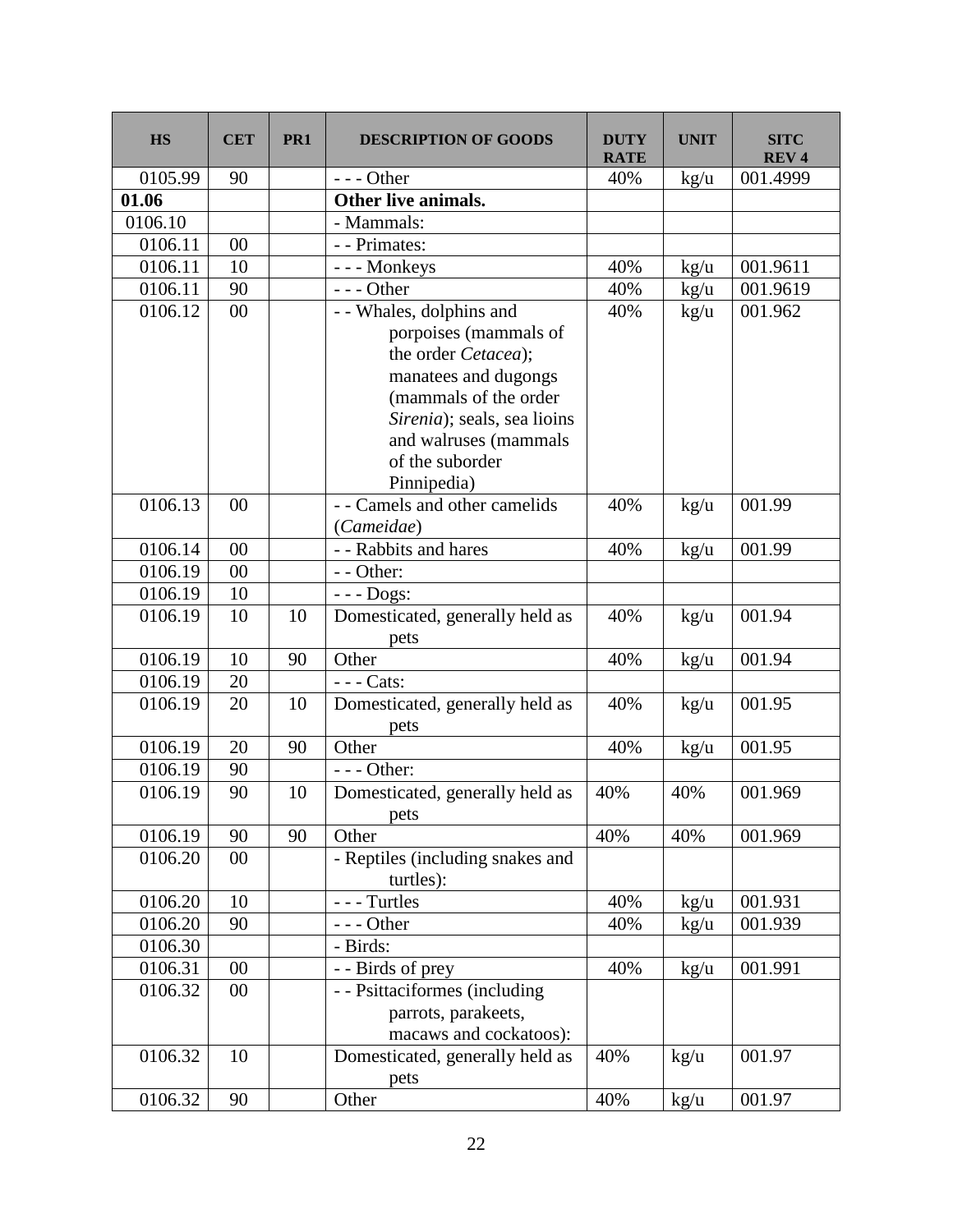| HS | CET | PR1 | DESCRIPTION OF GOODS | DUTY RATE | UNIT | SITC REV 4 |
|---|---|---|---|---|---|---|
| 0105.99 | 90 | | - - - Other | 40% | kg/u | 001.4999 |
| **01.06** | | | **Other live animals.** | | | |
| 0106.10 | | | - Mammals: | | | |
| 0106.11 | 00 | | - - Primates: | | | |
| 0106.11 | 10 | | - - - Monkeys | 40% | kg/u | 001.9611 |
| 0106.11 | 90 | | - - - Other | 40% | kg/u | 001.9619 |
| 0106.12 | 00 | | - - Whales, dolphins and porpoises (mammals of the order *Cetacea*); manatees and dugongs (mammals of the order *Sirenia*); seals, sea lioins and walruses (mammals of the suborder Pinnipedia) | 40% | kg/u | 001.962 |
| 0106.13 | 00 | | - - Camels and other camelids (*Cameidae*) | 40% | kg/u | 001.99 |
| 0106.14 | 00 | | - - Rabbits and hares | 40% | kg/u | 001.99 |
| 0106.19 | 00 | | - - Other: | | | |
| 0106.19 | 10 | | - - - Dogs: | | | |
| 0106.19 | 10 | 10 | Domesticated, generally held as pets | 40% | kg/u | 001.94 |
| 0106.19 | 10 | 90 | Other | 40% | kg/u | 001.94 |
| 0106.19 | 20 | | - - - Cats: | | | |
| 0106.19 | 20 | 10 | Domesticated, generally held as pets | 40% | kg/u | 001.95 |
| 0106.19 | 20 | 90 | Other | 40% | kg/u | 001.95 |
| 0106.19 | 90 | | - - - Other: | | | |
| 0106.19 | 90 | 10 | Domesticated, generally held as pets | 40% | 40% | 001.969 |
| 0106.19 | 90 | 90 | Other | 40% | 40% | 001.969 |
| 0106.20 | 00 | | - Reptiles (including snakes and turtles): | | | |
| 0106.20 | 10 | | - - - Turtles | 40% | kg/u | 001.931 |
| 0106.20 | 90 | | - - - Other | 40% | kg/u | 001.939 |
| 0106.30 | | | - Birds: | | | |
| 0106.31 | 00 | | - - Birds of prey | 40% | kg/u | 001.991 |
| 0106.32 | 00 | | - - Psittaciformes (including parrots, parakeets, macaws and cockatoos): | | | |
| 0106.32 | 10 | | Domesticated, generally held as pets | 40% | kg/u | 001.97 |
| 0106.32 | 90 | | Other | 40% | kg/u | 001.97 |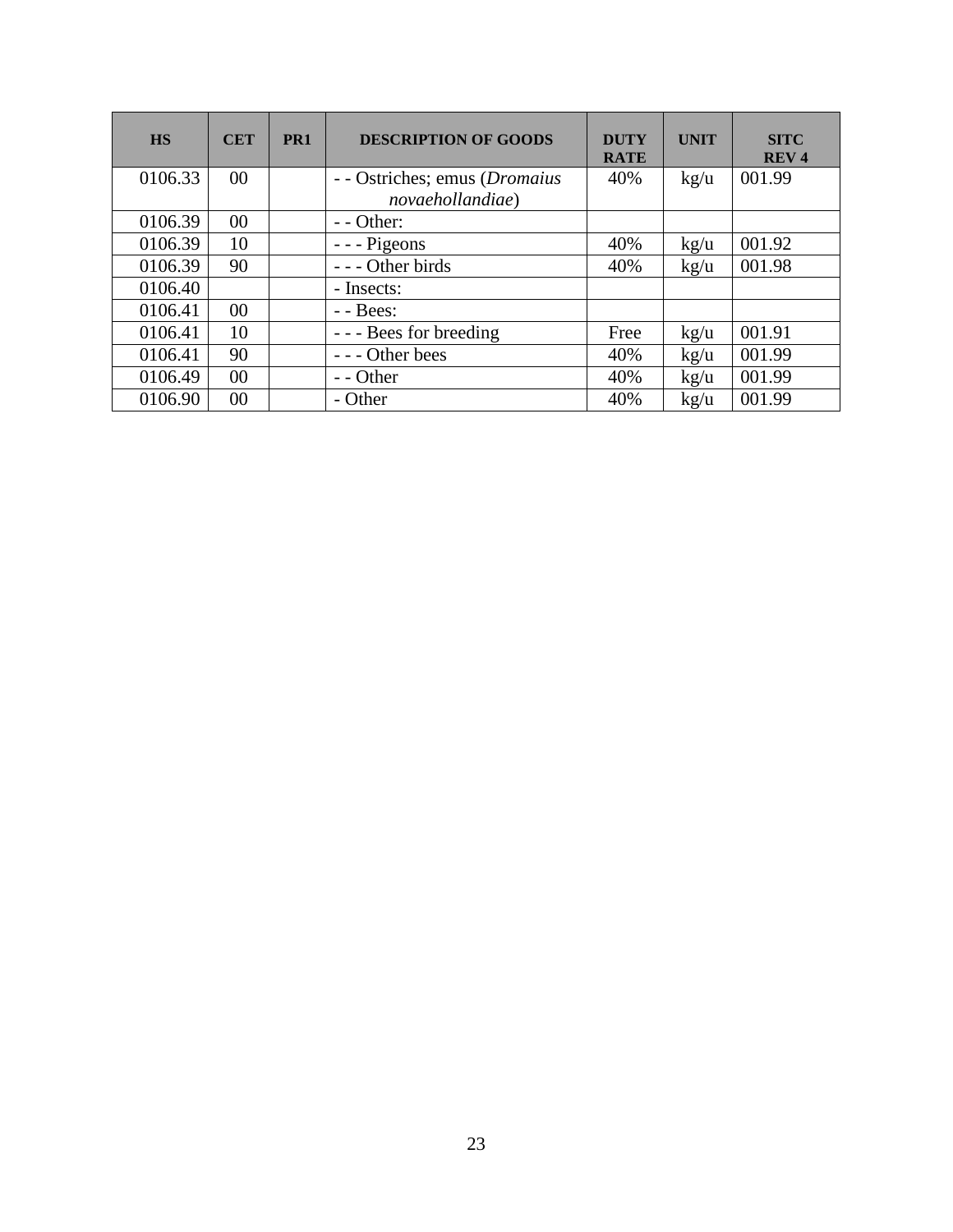| HS | CET | PR1 | DESCRIPTION OF GOODS | DUTY RATE | UNIT | SITC REV 4 |
|---|---|---|---|---|---|---|
| 0106.33 | 00 | | - - Ostriches; emus (*Dromaius novaehollandiae*) | 40% | kg/u | 001.99 |
| 0106.39 | 00 | | - - Other: | | | |
| 0106.39 | 10 | | - - - Pigeons | 40% | kg/u | 001.92 |
| 0106.39 | 90 | | - - - Other birds | 40% | kg/u | 001.98 |
| 0106.40 | | | - Insects: | | | |
| 0106.41 | 00 | | - - Bees: | | | |
| 0106.41 | 10 | | - - - Bees for breeding | Free | kg/u | 001.91 |
| 0106.41 | 90 | | - - - Other bees | 40% | kg/u | 001.99 |
| 0106.49 | 00 | | - - Other | 40% | kg/u | 001.99 |
| 0106.90 | 00 | | - Other | 40% | kg/u | 001.99 |